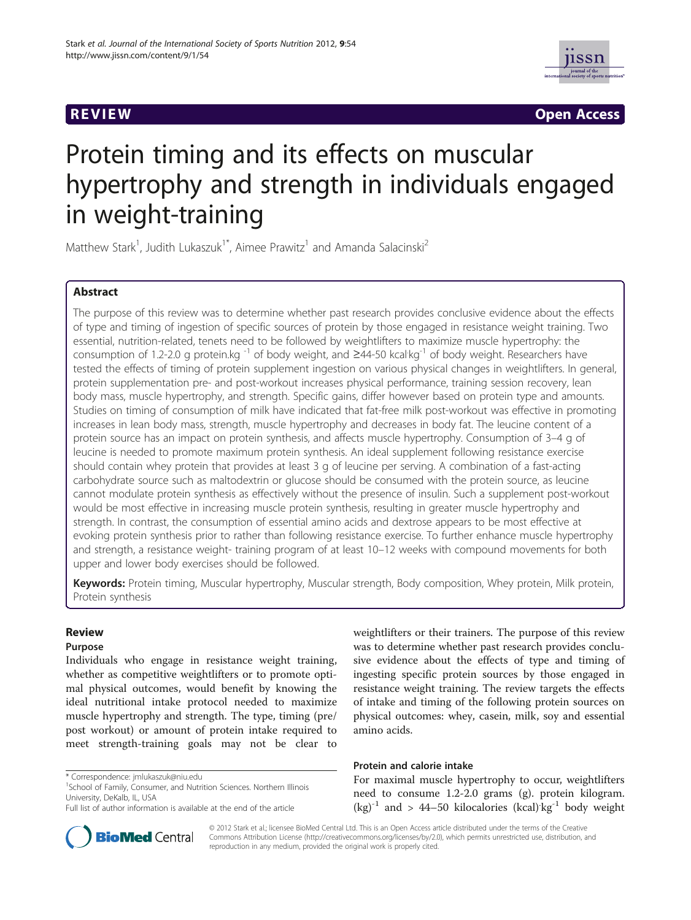**REVIEW** **Open Access**

# Protein timing and its effects on muscular hypertrophy and strength in individuals engaged in weight-training

Matthew Stark[1], Judith Lukaszuk[1*], Aimee Prawitz[1] and Amanda Salacinski[2]

## Abstract

The purpose of this review was to determine whether past research provides conclusive evidence about the effects of type and timing of ingestion of specific sources of protein by those engaged in resistance weight training. Two essential, nutrition-related, tenets need to be followed by weightlifters to maximize muscle hypertrophy: the consumption of 1.2-2.0 g protein.kg $^{-1}$ of body weight, and ≥44-50 kcal·kg$^{-1}$ of body weight. Researchers have tested the effects of timing of protein supplement ingestion on various physical changes in weightlifters. In general, protein supplementation pre- and post-workout increases physical performance, training session recovery, lean body mass, muscle hypertrophy, and strength. Specific gains, differ however based on protein type and amounts. Studies on timing of consumption of milk have indicated that fat-free milk post-workout was effective in promoting increases in lean body mass, strength, muscle hypertrophy and decreases in body fat. The leucine content of a protein source has an impact on protein synthesis, and affects muscle hypertrophy. Consumption of 3–4 g of leucine is needed to promote maximum protein synthesis. An ideal supplement following resistance exercise should contain whey protein that provides at least 3 g of leucine per serving. A combination of a fast-acting carbohydrate source such as maltodextrin or glucose should be consumed with the protein source, as leucine cannot modulate protein synthesis as effectively without the presence of insulin. Such a supplement post-workout would be most effective in increasing muscle protein synthesis, resulting in greater muscle hypertrophy and strength. In contrast, the consumption of essential amino acids and dextrose appears to be most effective at evoking protein synthesis prior to rather than following resistance exercise. To further enhance muscle hypertrophy and strength, a resistance weight- training program of at least 10–12 weeks with compound movements for both upper and lower body exercises should be followed.

**Keywords:** Protein timing, Muscular hypertrophy, Muscular strength, Body composition, Whey protein, Milk protein, Protein synthesis

## Review

### Purpose

Individuals who engage in resistance weight training, whether as competitive weightlifters or to promote optimal physical outcomes, would benefit by knowing the ideal nutritional intake protocol needed to maximize muscle hypertrophy and strength. The type, timing (pre/post workout) or amount of protein intake required to meet strength-training goals may not be clear to weightlifters or their trainers. The purpose of this review was to determine whether past research provides conclusive evidence about the effects of type and timing of ingesting specific protein sources by those engaged in resistance weight training. The review targets the effects of intake and timing of the following protein sources on physical outcomes: whey, casein, milk, soy and essential amino acids.

### Protein and calorie intake

For maximal muscle hypertrophy to occur, weightlifters need to consume 1.2-2.0 grams (g). protein kilogram. (kg)$^{-1}$ and > 44–50 kilocalories (kcal)·kg$^{-1}$ body weight

\* Correspondence: jmlukaszuk@niu.edu
[1]School of Family, Consumer, and Nutrition Sciences. Northern Illinois University, DeKalb, IL, USA
Full list of author information is available at the end of the article

© 2012 Stark et al.; licensee BioMed Central Ltd. This is an Open Access article distributed under the terms of the Creative Commons Attribution License (http://creativecommons.org/licenses/by/2.0), which permits unrestricted use, distribution, and reproduction in any medium, provided the original work is properly cited.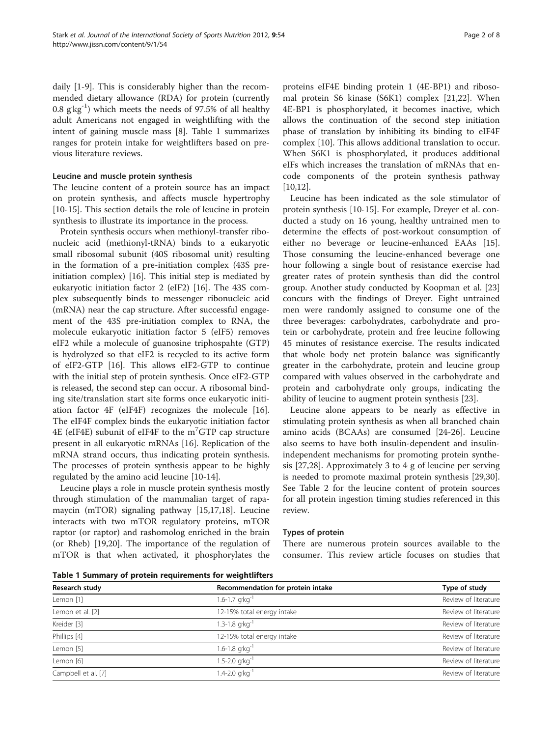daily [1-9]. This is considerably higher than the recommended dietary allowance (RDA) for protein (currently $0.8\ g \cdot kg^{-1}$) which meets the needs of 97.5% of all healthy adult Americans not engaged in weightlifting with the intent of gaining muscle mass [8]. Table 1 summarizes ranges for protein intake for weightlifters based on previous literature reviews.

### Leucine and muscle protein synthesis

The leucine content of a protein source has an impact on protein synthesis, and affects muscle hypertrophy [10-15]. This section details the role of leucine in protein synthesis to illustrate its importance in the process.

Protein synthesis occurs when methionyl-transfer ribonucleic acid (methionyl-tRNA) binds to a eukaryotic small ribosomal subunit (40S ribosomal unit) resulting in the formation of a pre-initiation complex (43S pre-initiation complex) [16]. This initial step is mediated by eukaryotic initiation factor 2 (eIF2) [16]. The 43S complex subsequently binds to messenger ribonucleic acid (mRNA) near the cap structure. After successful engagement of the 43S pre-initiation complex to RNA, the molecule eukaryotic initiation factor 5 (eIF5) removes eIF2 while a molecule of guanosine triphospahte (GTP) is hydrolyzed so that eIF2 is recycled to its active form of eIF2-GTP [16]. This allows eIF2-GTP to continue with the initial step of protein synthesis. Once eIF2-GTP is released, the second step can occur. A ribosomal binding site/translation start site forms once eukaryotic initiation factor 4F (eIF4F) recognizes the molecule [16]. The eIF4F complex binds the eukaryotic initiation factor 4E (eIF4E) subunit of eIF4F to the $m^7$GTP cap structure present in all eukaryotic mRNAs [16]. Replication of the mRNA strand occurs, thus indicating protein synthesis. The processes of protein synthesis appear to be highly regulated by the amino acid leucine [10-14].

Leucine plays a role in muscle protein synthesis mostly through stimulation of the mammalian target of rapamycin (mTOR) signaling pathway [15,17,18]. Leucine interacts with two mTOR regulatory proteins, mTOR raptor (or raptor) and rashomolog enriched in the brain (or Rheb) [19,20]. The importance of the regulation of mTOR is that when activated, it phosphorylates the proteins eIF4E binding protein 1 (4E-BP1) and ribosomal protein S6 kinase (S6K1) complex [21,22]. When 4E-BP1 is phosphorylated, it becomes inactive, which allows the continuation of the second step initiation phase of translation by inhibiting its binding to eIF4F complex [10]. This allows additional translation to occur. When S6K1 is phosphorylated, it produces additional eIFs which increases the translation of mRNAs that encode components of the protein synthesis pathway [10,12].

Leucine has been indicated as the sole stimulator of protein synthesis [10-15]. For example, Dreyer et al. conducted a study on 16 young, healthy untrained men to determine the effects of post-workout consumption of either no beverage or leucine-enhanced EAAs [15]. Those consuming the leucine-enhanced beverage one hour following a single bout of resistance exercise had greater rates of protein synthesis than did the control group. Another study conducted by Koopman et al. [23] concurs with the findings of Dreyer. Eight untrained men were randomly assigned to consume one of the three beverages: carbohydrates, carbohydrate and protein or carbohydrate, protein and free leucine following 45 minutes of resistance exercise. The results indicated that whole body net protein balance was significantly greater in the carbohydrate, protein and leucine group compared with values observed in the carbohydrate and protein and carbohydrate only groups, indicating the ability of leucine to augment protein synthesis [23].

Leucine alone appears to be nearly as effective in stimulating protein synthesis as when all branched chain amino acids (BCAAs) are consumed [24-26]. Leucine also seems to have both insulin-dependent and insulin-independent mechanisms for promoting protein synthesis [27,28]. Approximately 3 to 4 g of leucine per serving is needed to promote maximal protein synthesis [29,30]. See Table 2 for the leucine content of protein sources for all protein ingestion timing studies referenced in this review.

### Types of protein

There are numerous protein sources available to the consumer. This review article focuses on studies that

**Table 1 Summary of protein requirements for weightlifters**

| Research study | Recommendation for protein intake | Type of study |
|---|---|---|
| Lemon [1] | $1.6\text{-}1.7\ g \cdot kg^{-1}$ | Review of literature |
| Lemon et al. [2] | 12-15% total energy intake | Review of literature |
| Kreider [3] | $1.3\text{-}1.8\ g \cdot kg^{-1}$ | Review of literature |
| Phillips [4] | 12-15% total energy intake | Review of literature |
| Lemon [5] | $1.6\text{-}1.8\ g \cdot kg^{-1}$ | Review of literature |
| Lemon [6] | $1.5\text{-}2.0\ g \cdot kg^{-1}$ | Review of literature |
| Campbell et al. [7] | $1.4\text{-}2.0\ g \cdot kg^{-1}$ | Review of literature |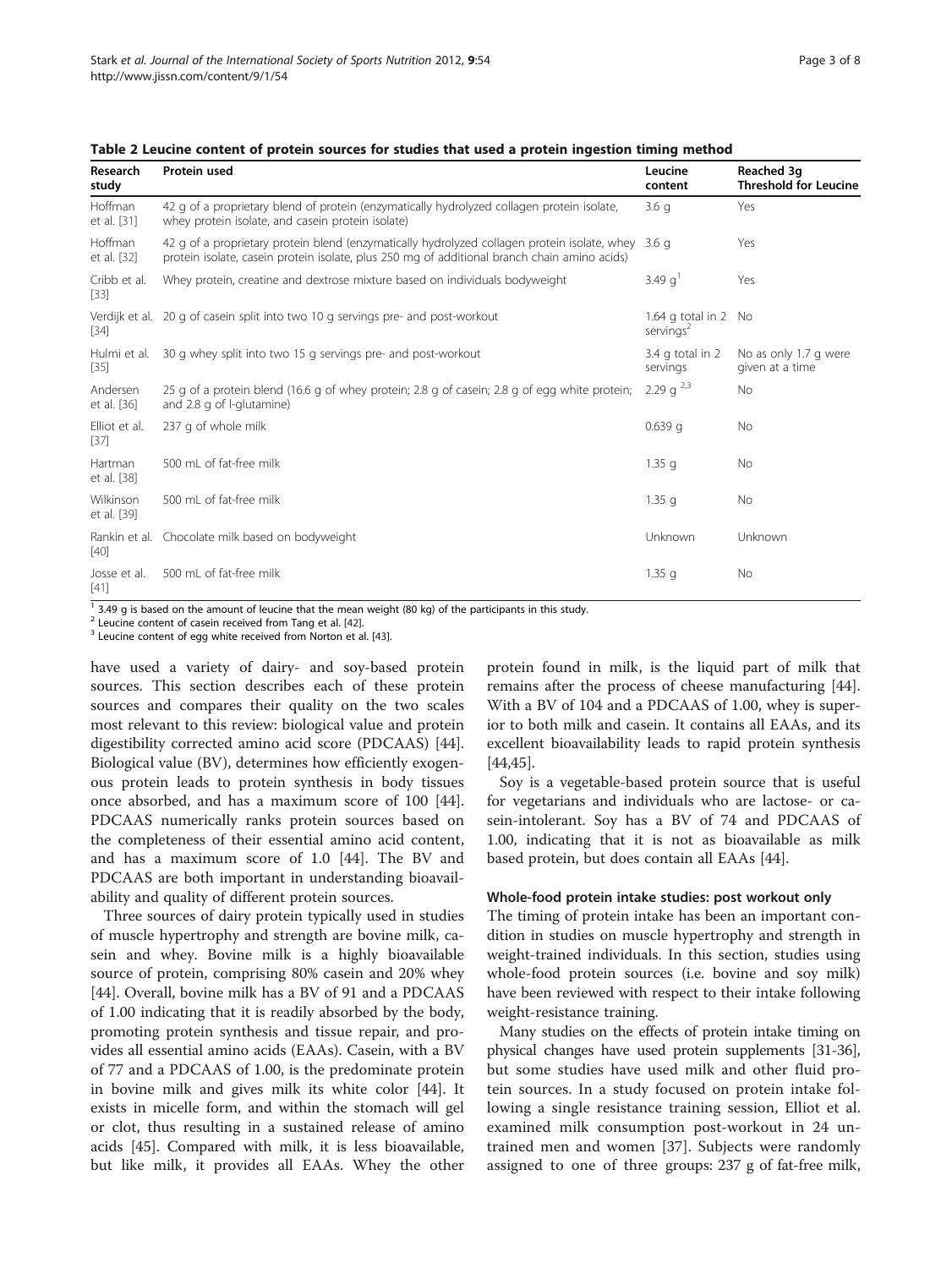**Table 2 Leucine content of protein sources for studies that used a protein ingestion timing method**

| Research study | Protein used | Leucine content | Reached 3g Threshold for Leucine |
|---|---|---|---|
| Hoffman et al. [31] | 42 g of a proprietary blend of protein (enzymatically hydrolyzed collagen protein isolate, whey protein isolate, and casein protein isolate) | 3.6 g | Yes |
| Hoffman et al. [32] | 42 g of a proprietary protein blend (enzymatically hydrolyzed collagen protein isolate, whey protein isolate, casein protein isolate, plus 250 mg of additional branch chain amino acids) | 3.6 g | Yes |
| Cribb et al. [33] | Whey protein, creatine and dextrose mixture based on individuals bodyweight | 3.49 g[1] | Yes |
| Verdijk et al. [34] | 20 g of casein split into two 10 g servings pre- and post-workout | 1.64 g total in 2 servings[2] | No |
| Hulmi et al. [35] | 30 g whey split into two 15 g servings pre- and post-workout | 3.4 g total in 2 servings | No as only 1.7 g were given at a time |
| Andersen et al. [36] | 25 g of a protein blend (16.6 g of whey protein; 2.8 g of casein; 2.8 g of egg white protein; and 2.8 g of l-glutamine) | 2.29 g [2,3] | No |
| Elliot et al. [37] | 237 g of whole milk | 0.639 g | No |
| Hartman et al. [38] | 500 mL of fat-free milk | 1.35 g | No |
| Wilkinson et al. [39] | 500 mL of fat-free milk | 1.35 g | No |
| Rankin et al. [40] | Chocolate milk based on bodyweight | Unknown | Unknown |
| Josse et al. [41] | 500 mL of fat-free milk | 1.35 g | No |

[1] 3.49 g is based on the amount of leucine that the mean weight (80 kg) of the participants in this study.
[2] Leucine content of casein received from Tang et al. [42].
[3] Leucine content of egg white received from Norton et al. [43].

have used a variety of dairy- and soy-based protein sources. This section describes each of these protein sources and compares their quality on the two scales most relevant to this review: biological value and protein digestibility corrected amino acid score (PDCAAS) [44]. Biological value (BV), determines how efficiently exogenous protein leads to protein synthesis in body tissues once absorbed, and has a maximum score of 100 [44]. PDCAAS numerically ranks protein sources based on the completeness of their essential amino acid content, and has a maximum score of 1.0 [44]. The BV and PDCAAS are both important in understanding bioavailability and quality of different protein sources.

Three sources of dairy protein typically used in studies of muscle hypertrophy and strength are bovine milk, casein and whey. Bovine milk is a highly bioavailable source of protein, comprising 80% casein and 20% whey [44]. Overall, bovine milk has a BV of 91 and a PDCAAS of 1.00 indicating that it is readily absorbed by the body, promoting protein synthesis and tissue repair, and provides all essential amino acids (EAAs). Casein, with a BV of 77 and a PDCAAS of 1.00, is the predominate protein in bovine milk and gives milk its white color [44]. It exists in micelle form, and within the stomach will gel or clot, thus resulting in a sustained release of amino acids [45]. Compared with milk, it is less bioavailable, but like milk, it provides all EAAs. Whey the other protein found in milk, is the liquid part of milk that remains after the process of cheese manufacturing [44]. With a BV of 104 and a PDCAAS of 1.00, whey is superior to both milk and casein. It contains all EAAs, and its excellent bioavailability leads to rapid protein synthesis [44,45].

Soy is a vegetable-based protein source that is useful for vegetarians and individuals who are lactose- or casein-intolerant. Soy has a BV of 74 and PDCAAS of 1.00, indicating that it is not as bioavailable as milk based protein, but does contain all EAAs [44].

#### Whole-food protein intake studies: post workout only

The timing of protein intake has been an important condition in studies on muscle hypertrophy and strength in weight-trained individuals. In this section, studies using whole-food protein sources (i.e. bovine and soy milk) have been reviewed with respect to their intake following weight-resistance training.

Many studies on the effects of protein intake timing on physical changes have used protein supplements [31-36], but some studies have used milk and other fluid protein sources. In a study focused on protein intake following a single resistance training session, Elliot et al. examined milk consumption post-workout in 24 untrained men and women [37]. Subjects were randomly assigned to one of three groups: 237 g of fat-free milk,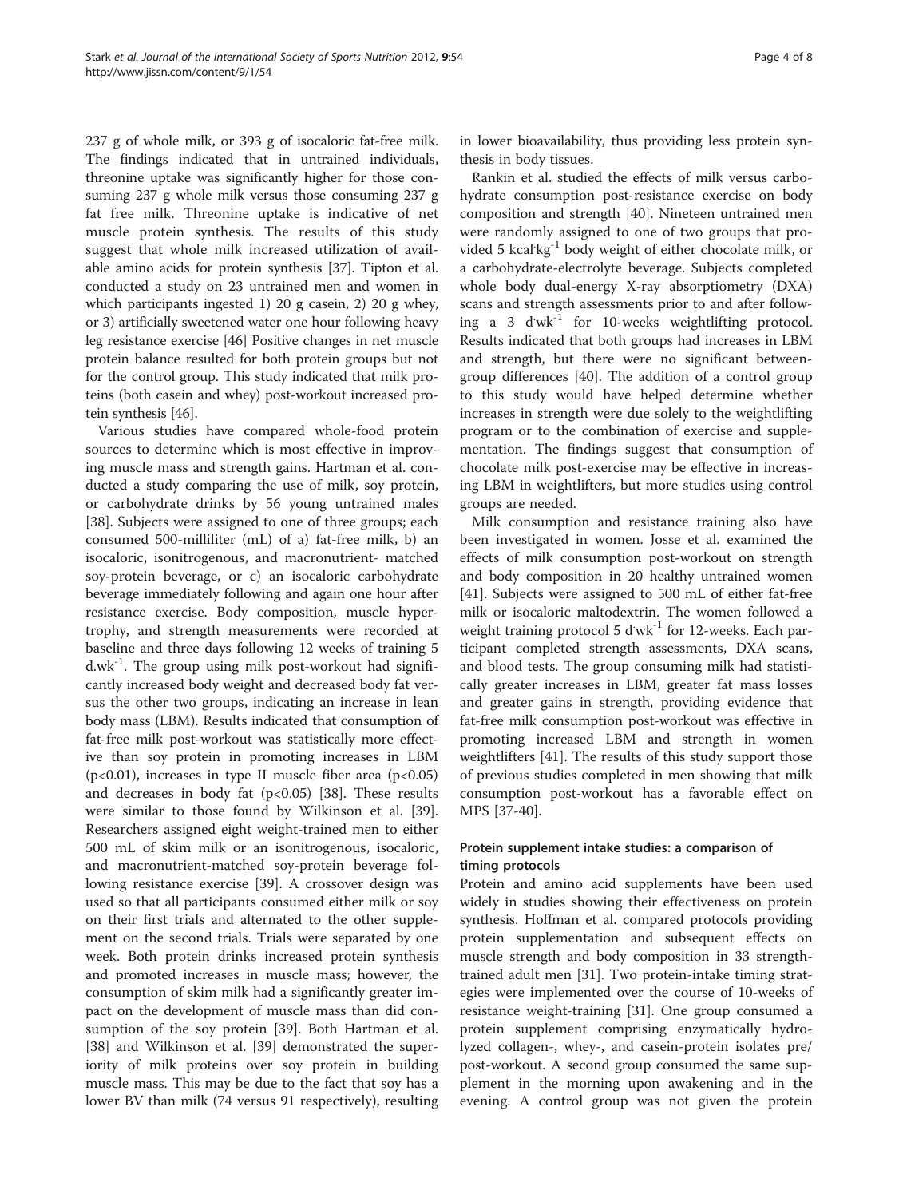237 g of whole milk, or 393 g of isocaloric fat-free milk. The findings indicated that in untrained individuals, threonine uptake was significantly higher for those consuming 237 g whole milk versus those consuming 237 g fat free milk. Threonine uptake is indicative of net muscle protein synthesis. The results of this study suggest that whole milk increased utilization of available amino acids for protein synthesis [37]. Tipton et al. conducted a study on 23 untrained men and women in which participants ingested 1) 20 g casein, 2) 20 g whey, or 3) artificially sweetened water one hour following heavy leg resistance exercise [46] Positive changes in net muscle protein balance resulted for both protein groups but not for the control group. This study indicated that milk proteins (both casein and whey) post-workout increased protein synthesis [46].

Various studies have compared whole-food protein sources to determine which is most effective in improving muscle mass and strength gains. Hartman et al. conducted a study comparing the use of milk, soy protein, or carbohydrate drinks by 56 young untrained males [38]. Subjects were assigned to one of three groups; each consumed 500-milliliter (mL) of a) fat-free milk, b) an isocaloric, isonitrogenous, and macronutrient- matched soy-protein beverage, or c) an isocaloric carbohydrate beverage immediately following and again one hour after resistance exercise. Body composition, muscle hypertrophy, and strength measurements were recorded at baseline and three days following 12 weeks of training 5 $d.wk^{-1}$. The group using milk post-workout had significantly increased body weight and decreased body fat versus the other two groups, indicating an increase in lean body mass (LBM). Results indicated that consumption of fat-free milk post-workout was statistically more effective than soy protein in promoting increases in LBM ($p<0.01$), increases in type II muscle fiber area ($p<0.05$) and decreases in body fat ($p<0.05$) [38]. These results were similar to those found by Wilkinson et al. [39]. Researchers assigned eight weight-trained men to either 500 mL of skim milk or an isonitrogenous, isocaloric, and macronutrient-matched soy-protein beverage following resistance exercise [39]. A crossover design was used so that all participants consumed either milk or soy on their first trials and alternated to the other supplement on the second trials. Trials were separated by one week. Both protein drinks increased protein synthesis and promoted increases in muscle mass; however, the consumption of skim milk had a significantly greater impact on the development of muscle mass than did consumption of the soy protein [39]. Both Hartman et al. [38] and Wilkinson et al. [39] demonstrated the superiority of milk proteins over soy protein in building muscle mass. This may be due to the fact that soy has a lower BV than milk (74 versus 91 respectively), resulting in lower bioavailability, thus providing less protein synthesis in body tissues.

Rankin et al. studied the effects of milk versus carbohydrate consumption post-resistance exercise on body composition and strength [40]. Nineteen untrained men were randomly assigned to one of two groups that provided 5 $kcal \cdot kg^{-1}$ body weight of either chocolate milk, or a carbohydrate-electrolyte beverage. Subjects completed whole body dual-energy X-ray absorptiometry (DXA) scans and strength assessments prior to and after following a 3 $d \cdot wk^{-1}$ for 10-weeks weightlifting protocol. Results indicated that both groups had increases in LBM and strength, but there were no significant between-group differences [40]. The addition of a control group to this study would have helped determine whether increases in strength were due solely to the weightlifting program or to the combination of exercise and supplementation. The findings suggest that consumption of chocolate milk post-exercise may be effective in increasing LBM in weightlifters, but more studies using control groups are needed.

Milk consumption and resistance training also have been investigated in women. Josse et al. examined the effects of milk consumption post-workout on strength and body composition in 20 healthy untrained women [41]. Subjects were assigned to 500 mL of either fat-free milk or isocaloric maltodextrin. The women followed a weight training protocol 5 $d \cdot wk^{-1}$ for 12-weeks. Each participant completed strength assessments, DXA scans, and blood tests. The group consuming milk had statistically greater increases in LBM, greater fat mass losses and greater gains in strength, providing evidence that fat-free milk consumption post-workout was effective in promoting increased LBM and strength in women weightlifters [41]. The results of this study support those of previous studies completed in men showing that milk consumption post-workout has a favorable effect on MPS [37-40].

### Protein supplement intake studies: a comparison of timing protocols

Protein and amino acid supplements have been used widely in studies showing their effectiveness on protein synthesis. Hoffman et al. compared protocols providing protein supplementation and subsequent effects on muscle strength and body composition in 33 strength-trained adult men [31]. Two protein-intake timing strategies were implemented over the course of 10-weeks of resistance weight-training [31]. One group consumed a protein supplement comprising enzymatically hydrolyzed collagen-, whey-, and casein-protein isolates pre/post-workout. A second group consumed the same supplement in the morning upon awakening and in the evening. A control group was not given the protein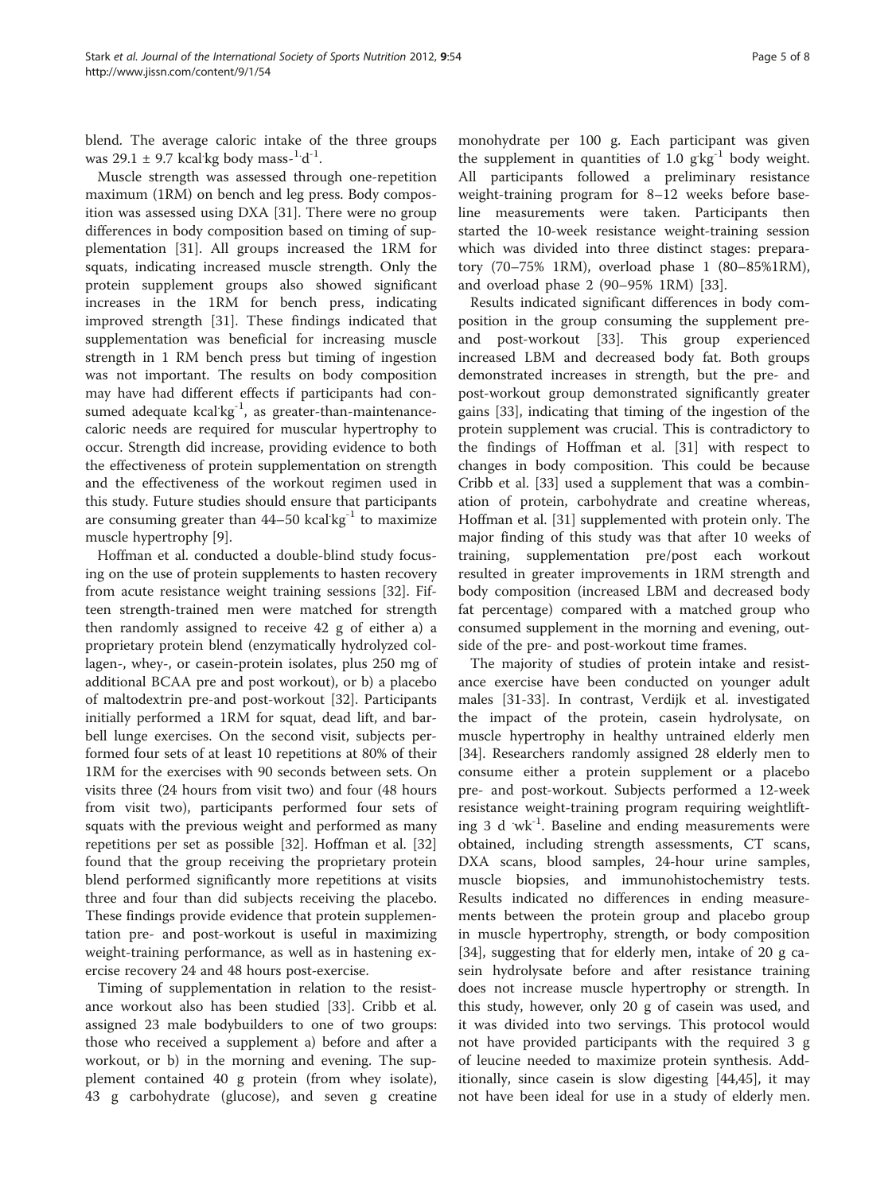blend. The average caloric intake of the three groups was 29.1 ± 9.7 kcal·kg body mass$^{-1}$·d$^{-1}$.

Muscle strength was assessed through one-repetition maximum (1RM) on bench and leg press. Body composition was assessed using DXA [31]. There were no group differences in body composition based on timing of supplementation [31]. All groups increased the 1RM for squats, indicating increased muscle strength. Only the protein supplement groups also showed significant increases in the 1RM for bench press, indicating improved strength [31]. These findings indicated that supplementation was beneficial for increasing muscle strength in 1 RM bench press but timing of ingestion was not important. The results on body composition may have had different effects if participants had consumed adequate kcal·kg$^{-1}$, as greater-than-maintenance-caloric needs are required for muscular hypertrophy to occur. Strength did increase, providing evidence to both the effectiveness of protein supplementation on strength and the effectiveness of the workout regimen used in this study. Future studies should ensure that participants are consuming greater than 44–50 kcal·kg$^{-1}$ to maximize muscle hypertrophy [9].

Hoffman et al. conducted a double-blind study focusing on the use of protein supplements to hasten recovery from acute resistance weight training sessions [32]. Fifteen strength-trained men were matched for strength then randomly assigned to receive 42 g of either a) a proprietary protein blend (enzymatically hydrolyzed collagen-, whey-, or casein-protein isolates, plus 250 mg of additional BCAA pre and post workout), or b) a placebo of maltodextrin pre-and post-workout [32]. Participants initially performed a 1RM for squat, dead lift, and barbell lunge exercises. On the second visit, subjects performed four sets of at least 10 repetitions at 80% of their 1RM for the exercises with 90 seconds between sets. On visits three (24 hours from visit two) and four (48 hours from visit two), participants performed four sets of squats with the previous weight and performed as many repetitions per set as possible [32]. Hoffman et al. [32] found that the group receiving the proprietary protein blend performed significantly more repetitions at visits three and four than did subjects receiving the placebo. These findings provide evidence that protein supplementation pre- and post-workout is useful in maximizing weight-training performance, as well as in hastening exercise recovery 24 and 48 hours post-exercise.

Timing of supplementation in relation to the resistance workout also has been studied [33]. Cribb et al. assigned 23 male bodybuilders to one of two groups: those who received a supplement a) before and after a workout, or b) in the morning and evening. The supplement contained 40 g protein (from whey isolate), 43 g carbohydrate (glucose), and seven g creatine monohydrate per 100 g. Each participant was given the supplement in quantities of 1.0 g·kg$^{-1}$ body weight. All participants followed a preliminary resistance weight-training program for 8–12 weeks before baseline measurements were taken. Participants then started the 10-week resistance weight-training session which was divided into three distinct stages: preparatory (70–75% 1RM), overload phase 1 (80–85%1RM), and overload phase 2 (90–95% 1RM) [33].

Results indicated significant differences in body composition in the group consuming the supplement pre- and post-workout [33]. This group experienced increased LBM and decreased body fat. Both groups demonstrated increases in strength, but the pre- and post-workout group demonstrated significantly greater gains [33], indicating that timing of the ingestion of the protein supplement was crucial. This is contradictory to the findings of Hoffman et al. [31] with respect to changes in body composition. This could be because Cribb et al. [33] used a supplement that was a combination of protein, carbohydrate and creatine whereas, Hoffman et al. [31] supplemented with protein only. The major finding of this study was that after 10 weeks of training, supplementation pre/post each workout resulted in greater improvements in 1RM strength and body composition (increased LBM and decreased body fat percentage) compared with a matched group who consumed supplement in the morning and evening, outside of the pre- and post-workout time frames.

The majority of studies of protein intake and resistance exercise have been conducted on younger adult males [31-33]. In contrast, Verdijk et al. investigated the impact of the protein, casein hydrolysate, on muscle hypertrophy in healthy untrained elderly men [34]. Researchers randomly assigned 28 elderly men to consume either a protein supplement or a placebo pre- and post-workout. Subjects performed a 12-week resistance weight-training program requiring weightlifting 3 d·wk$^{-1}$. Baseline and ending measurements were obtained, including strength assessments, CT scans, DXA scans, blood samples, 24-hour urine samples, muscle biopsies, and immunohistochemistry tests. Results indicated no differences in ending measurements between the protein group and placebo group in muscle hypertrophy, strength, or body composition [34], suggesting that for elderly men, intake of 20 g casein hydrolysate before and after resistance training does not increase muscle hypertrophy or strength. In this study, however, only 20 g of casein was used, and it was divided into two servings. This protocol would not have provided participants with the required 3 g of leucine needed to maximize protein synthesis. Additionally, since casein is slow digesting [44,45], it may not have been ideal for use in a study of elderly men.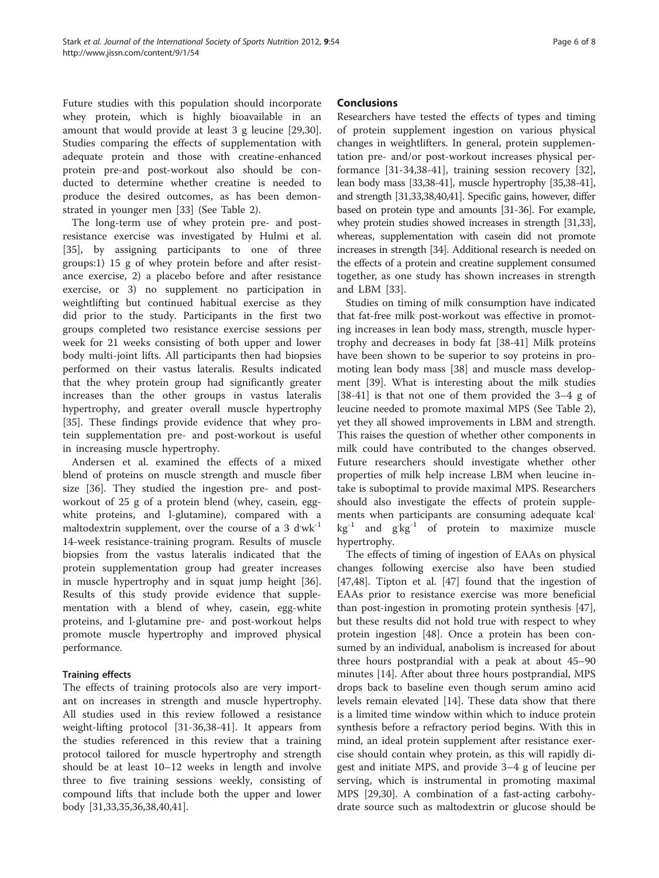Future studies with this population should incorporate whey protein, which is highly bioavailable in an amount that would provide at least 3 g leucine [29,30]. Studies comparing the effects of supplementation with adequate protein and those with creatine-enhanced protein pre-and post-workout also should be conducted to determine whether creatine is needed to produce the desired outcomes, as has been demonstrated in younger men [33] (See Table 2).

The long-term use of whey protein pre- and post-resistance exercise was investigated by Hulmi et al. [35], by assigning participants to one of three groups:1) 15 g of whey protein before and after resistance exercise, 2) a placebo before and after resistance exercise, or 3) no supplement no participation in weightlifting but continued habitual exercise as they did prior to the study. Participants in the first two groups completed two resistance exercise sessions per week for 21 weeks consisting of both upper and lower body multi-joint lifts. All participants then had biopsies performed on their vastus lateralis. Results indicated that the whey protein group had significantly greater increases than the other groups in vastus lateralis hypertrophy, and greater overall muscle hypertrophy [35]. These findings provide evidence that whey protein supplementation pre- and post-workout is useful in increasing muscle hypertrophy.

Andersen et al. examined the effects of a mixed blend of proteins on muscle strength and muscle fiber size [36]. They studied the ingestion pre- and post-workout of 25 g of a protein blend (whey, casein, egg-white proteins, and l-glutamine), compared with a maltodextrin supplement, over the course of a 3 $d{\cdot}wk^{-1}$ 14-week resistance-training program. Results of muscle biopsies from the vastus lateralis indicated that the protein supplementation group had greater increases in muscle hypertrophy and in squat jump height [36]. Results of this study provide evidence that supplementation with a blend of whey, casein, egg-white proteins, and l-glutamine pre- and post-workout helps promote muscle hypertrophy and improved physical performance.

### Training effects

The effects of training protocols also are very important on increases in strength and muscle hypertrophy. All studies used in this review followed a resistance weight-lifting protocol [31-36,38-41]. It appears from the studies referenced in this review that a training protocol tailored for muscle hypertrophy and strength should be at least 10–12 weeks in length and involve three to five training sessions weekly, consisting of compound lifts that include both the upper and lower body [31,33,35,36,38,40,41].

## Conclusions

Researchers have tested the effects of types and timing of protein supplement ingestion on various physical changes in weightlifters. In general, protein supplementation pre- and/or post-workout increases physical performance [31-34,38-41], training session recovery [32], lean body mass [33,38-41], muscle hypertrophy [35,38-41], and strength [31,33,38,40,41]. Specific gains, however, differ based on protein type and amounts [31-36]. For example, whey protein studies showed increases in strength [31,33], whereas, supplementation with casein did not promote increases in strength [34]. Additional research is needed on the effects of a protein and creatine supplement consumed together, as one study has shown increases in strength and LBM [33].

Studies on timing of milk consumption have indicated that fat-free milk post-workout was effective in promoting increases in lean body mass, strength, muscle hypertrophy and decreases in body fat [38-41] Milk proteins have been shown to be superior to soy proteins in promoting lean body mass [38] and muscle mass development [39]. What is interesting about the milk studies [38-41] is that not one of them provided the 3–4 g of leucine needed to promote maximal MPS (See Table 2), yet they all showed improvements in LBM and strength. This raises the question of whether other components in milk could have contributed to the changes observed. Future researchers should investigate whether other properties of milk help increase LBM when leucine intake is suboptimal to provide maximal MPS. Researchers should also investigate the effects of protein supplements when participants are consuming adequate $kcal{\cdot}kg^{-1}$ and $g{\cdot}kg^{-1}$ of protein to maximize muscle hypertrophy.

The effects of timing of ingestion of EAAs on physical changes following exercise also have been studied [47,48]. Tipton et al. [47] found that the ingestion of EAAs prior to resistance exercise was more beneficial than post-ingestion in promoting protein synthesis [47], but these results did not hold true with respect to whey protein ingestion [48]. Once a protein has been consumed by an individual, anabolism is increased for about three hours postprandial with a peak at about 45–90 minutes [14]. After about three hours postprandial, MPS drops back to baseline even though serum amino acid levels remain elevated [14]. These data show that there is a limited time window within which to induce protein synthesis before a refractory period begins. With this in mind, an ideal protein supplement after resistance exercise should contain whey protein, as this will rapidly digest and initiate MPS, and provide 3–4 g of leucine per serving, which is instrumental in promoting maximal MPS [29,30]. A combination of a fast-acting carbohydrate source such as maltodextrin or glucose should be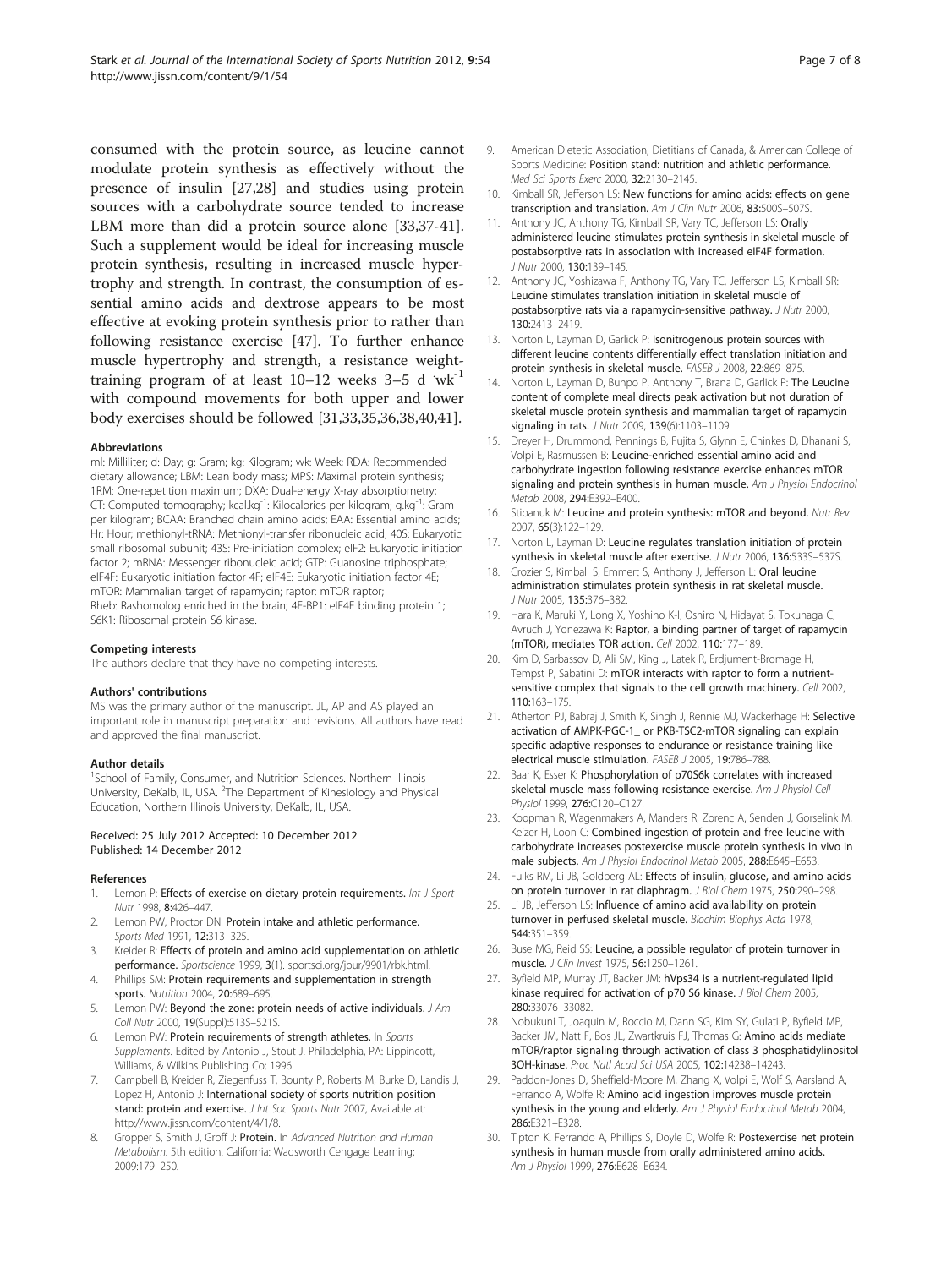consumed with the protein source, as leucine cannot modulate protein synthesis as effectively without the presence of insulin [27,28] and studies using protein sources with a carbohydrate source tended to increase LBM more than did a protein source alone [33,37-41]. Such a supplement would be ideal for increasing muscle protein synthesis, resulting in increased muscle hypertrophy and strength. In contrast, the consumption of essential amino acids and dextrose appears to be most effective at evoking protein synthesis prior to rather than following resistance exercise [47]. To further enhance muscle hypertrophy and strength, a resistance weight-training program of at least 10–12 weeks 3–5 d $\cdot$wk$^{-1}$ with compound movements for both upper and lower body exercises should be followed [31,33,35,36,38,40,41].

#### Abbreviations

ml: Milliliter; d: Day; g: Gram; kg: Kilogram; wk: Week; RDA: Recommended dietary allowance; LBM: Lean body mass; MPS: Maximal protein synthesis; 1RM: One-repetition maximum; DXA: Dual-energy X-ray absorptiometry; CT: Computed tomography; kcal.kg$^{-1}$: Kilocalories per kilogram; g.kg$^{-1}$: Gram per kilogram; BCAA: Branched chain amino acids; EAA: Essential amino acids; Hr: Hour; methionyl-tRNA: Methionyl-transfer ribonucleic acid; 40S: Eukaryotic small ribosomal subunit; 43S: Pre-initiation complex; eIF2: Eukaryotic initiation factor 2; mRNA: Messenger ribonucleic acid; GTP: Guanosine triphosphate; eIF4F: Eukaryotic initiation factor 4F; eIF4E: Eukaryotic initiation factor 4E; mTOR: Mammalian target of rapamycin; raptor: mTOR raptor; Rheb: Rashomolog enriched in the brain; 4E-BP1: eIF4E binding protein 1; S6K1: Ribosomal protein S6 kinase.

#### Competing interests

The authors declare that they have no competing interests.

#### Authors' contributions

MS was the primary author of the manuscript. JL, AP and AS played an important role in manuscript preparation and revisions. All authors have read and approved the final manuscript.

#### Author details

[1]School of Family, Consumer, and Nutrition Sciences. Northern Illinois University, DeKalb, IL, USA. [2]The Department of Kinesiology and Physical Education, Northern Illinois University, DeKalb, IL, USA.

Received: 25 July 2012 Accepted: 10 December 2012
Published: 14 December 2012

#### References

1. Lemon P: **Effects of exercise on dietary protein requirements.** *Int J Sport Nutr* 1998, **8**:426–447.
2. Lemon PW, Proctor DN: **Protein intake and athletic performance.** *Sports Med* 1991, **12**:313–325.
3. Kreider R: **Effects of protein and amino acid supplementation on athletic performance.** *Sportscience* 1999, **3**(1). sportsci.org/jour/9901/rbk.html.
4. Phillips SM: **Protein requirements and supplementation in strength sports.** *Nutrition* 2004, **20**:689–695.
5. Lemon PW: **Beyond the zone: protein needs of active individuals.** *J Am Coll Nutr* 2000, **19**(Suppl):513S–521S.
6. Lemon PW: **Protein requirements of strength athletes.** In *Sports Supplements*. Edited by Antonio J, Stout J. Philadelphia, PA: Lippincott, Williams, & Wilkins Publishing Co; 1996.
7. Campbell B, Kreider R, Ziegenfuss T, Bounty P, Roberts M, Burke D, Landis J, Lopez H, Antonio J: **International society of sports nutrition position stand: protein and exercise.** *J Int Soc Sports Nutr* 2007, Available at: http://www.jissn.com/content/4/1/8.
8. Gropper S, Smith J, Groff J: **Protein.** In *Advanced Nutrition and Human Metabolism*. 5th edition. California: Wadsworth Cengage Learning; 2009:179–250.
9. American Dietetic Association, Dietitians of Canada, & American College of Sports Medicine: **Position stand: nutrition and athletic performance.** *Med Sci Sports Exerc* 2000, **32**:2130–2145.
10. Kimball SR, Jefferson LS: **New functions for amino acids: effects on gene transcription and translation.** *Am J Clin Nutr* 2006, **83**:500S–507S.
11. Anthony JC, Anthony TG, Kimball SR, Vary TC, Jefferson LS: **Orally administered leucine stimulates protein synthesis in skeletal muscle of postabsorptive rats in association with increased eIF4F formation.** *J Nutr* 2000, **130**:139–145.
12. Anthony JC, Yoshizawa F, Anthony TG, Vary TC, Jefferson LS, Kimball SR: **Leucine stimulates translation initiation in skeletal muscle of postabsorptive rats via a rapamycin-sensitive pathway.** *J Nutr* 2000, **130**:2413–2419.
13. Norton L, Layman D, Garlick P: **Isonitrogenous protein sources with different leucine contents differentially effect translation initiation and protein synthesis in skeletal muscle.** *FASEB J* 2008, **22**:869–875.
14. Norton L, Layman D, Bunpo P, Anthony T, Brana D, Garlick P: **The Leucine content of complete meal directs peak activation but not duration of skeletal muscle protein synthesis and mammalian target of rapamycin signaling in rats.** *J Nutr* 2009, **139**(6):1103–1109.
15. Dreyer H, Drummond, Pennings B, Fujita S, Glynn E, Chinkes D, Dhanani S, Volpi E, Rasmussen B: **Leucine-enriched essential amino acid and carbohydrate ingestion following resistance exercise enhances mTOR signaling and protein synthesis in human muscle.** *Am J Physiol Endocrinol Metab* 2008, **294**:E392–E400.
16. Stipanuk M: **Leucine and protein synthesis: mTOR and beyond.** *Nutr Rev* 2007, **65**(3):122–129.
17. Norton L, Layman D: **Leucine regulates translation initiation of protein synthesis in skeletal muscle after exercise.** *J Nutr* 2006, **136**:533S–537S.
18. Crozier S, Kimball S, Emmert S, Anthony J, Jefferson L: **Oral leucine administration stimulates protein synthesis in rat skeletal muscle.** *J Nutr* 2005, **135**:376–382.
19. Hara K, Maruki Y, Long X, Yoshino K-I, Oshiro N, Hidayat S, Tokunaga C, Avruch J, Yonezawa K: **Raptor, a binding partner of target of rapamycin (mTOR), mediates TOR action.** *Cell* 2002, **110**:177–189.
20. Kim D, Sarbassov D, Ali SM, King J, Latek R, Erdjument-Bromage H, Tempst P, Sabatini D: **mTOR interacts with raptor to form a nutrient-sensitive complex that signals to the cell growth machinery.** *Cell* 2002, **110**:163–175.
21. Atherton PJ, Babraj J, Smith K, Singh J, Rennie MJ, Wackerhage H: **Selective activation of AMPK-PGC-1_ or PKB-TSC2-mTOR signaling can explain specific adaptive responses to endurance or resistance training like electrical muscle stimulation.** *FASEB J* 2005, **19**:786–788.
22. Baar K, Esser K: **Phosphorylation of p70S6k correlates with increased skeletal muscle mass following resistance exercise.** *Am J Physiol Cell Physiol* 1999, **276**:C120–C127.
23. Koopman R, Wagenmakers A, Manders R, Zorenc A, Senden J, Gorselink M, Keizer H, Loon C: **Combined ingestion of protein and free leucine with carbohydrate increases postexercise muscle protein synthesis in vivo in male subjects.** *Am J Physiol Endocrinol Metab* 2005, **288**:E645–E653.
24. Fulks RM, Li JB, Goldberg AL: **Effects of insulin, glucose, and amino acids on protein turnover in rat diaphragm.** *J Biol Chem* 1975, **250**:290–298.
25. Li JB, Jefferson LS: **Influence of amino acid availability on protein turnover in perfused skeletal muscle.** *Biochim Biophys Acta* 1978, **544**:351–359.
26. Buse MG, Reid SS: **Leucine, a possible regulator of protein turnover in muscle.** *J Clin Invest* 1975, **56**:1250–1261.
27. Byfield MP, Murray JT, Backer JM: **hVps34 is a nutrient-regulated lipid kinase required for activation of p70 S6 kinase.** *J Biol Chem* 2005, **280**:33076–33082.
28. Nobukuni T, Joaquin M, Roccio M, Dann SG, Kim SY, Gulati P, Byfield MP, Backer JM, Natt F, Bos JL, Zwartkruis FJ, Thomas G: **Amino acids mediate mTOR/raptor signaling through activation of class 3 phosphatidylinositol 3OH-kinase.** *Proc Natl Acad Sci USA* 2005, **102**:14238–14243.
29. Paddon-Jones D, Sheffield-Moore M, Zhang X, Volpi E, Wolf S, Aarsland A, Ferrando A, Wolfe R: **Amino acid ingestion improves muscle protein synthesis in the young and elderly.** *Am J Physiol Endocrinol Metab* 2004, **286**:E321–E328.
30. Tipton K, Ferrando A, Phillips S, Doyle D, Wolfe R: **Postexercise net protein synthesis in human muscle from orally administered amino acids.** *Am J Physiol* 1999, **276**:E628–E634.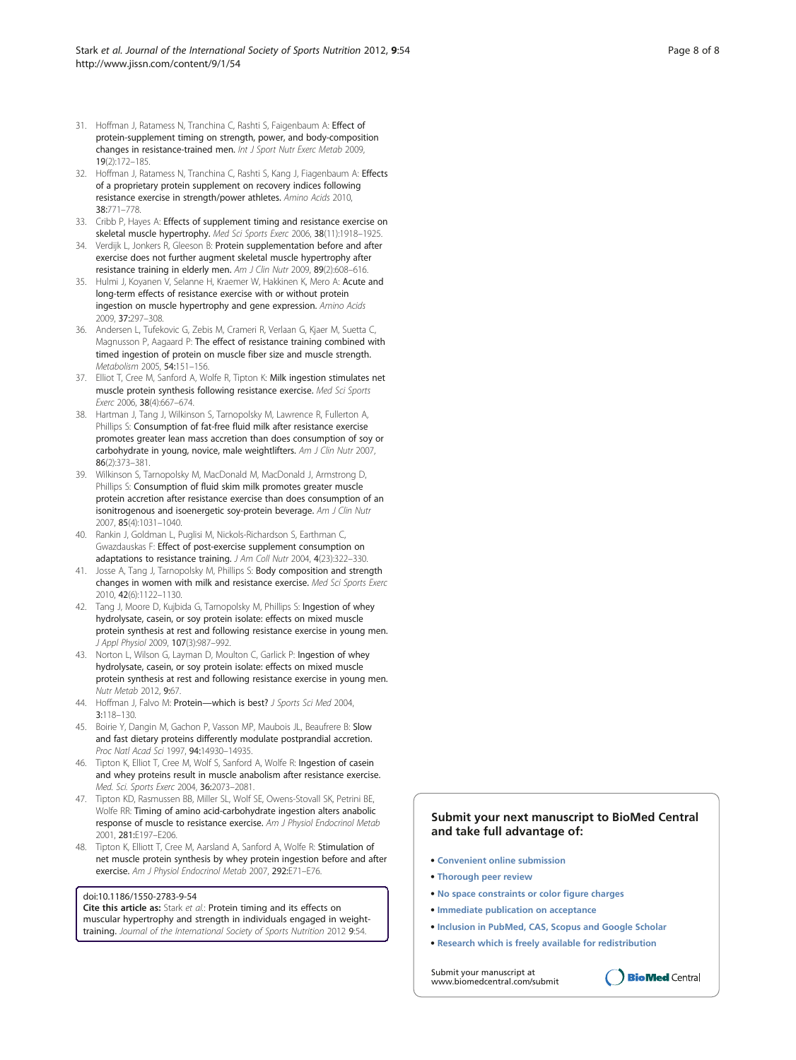31. Hoffman J, Ratamess N, Tranchina C, Rashti S, Faigenbaum A: **Effect of protein-supplement timing on strength, power, and body-composition changes in resistance-trained men.** *Int J Sport Nutr Exerc Metab* 2009, **19**(2):172–185.
32. Hoffman J, Ratamess N, Tranchina C, Rashti S, Kang J, Fiagenbaum A: **Effects of a proprietary protein supplement on recovery indices following resistance exercise in strength/power athletes.** *Amino Acids* 2010, **38**:771–778.
33. Cribb P, Hayes A: **Effects of supplement timing and resistance exercise on skeletal muscle hypertrophy.** *Med Sci Sports Exerc* 2006, **38**(11):1918–1925.
34. Verdijk L, Jonkers R, Gleeson B: **Protein supplementation before and after exercise does not further augment skeletal muscle hypertrophy after resistance training in elderly men.** *Am J Clin Nutr* 2009, **89**(2):608–616.
35. Hulmi J, Koyanen V, Selanne H, Kraemer W, Hakkinen K, Mero A: **Acute and long-term effects of resistance exercise with or without protein ingestion on muscle hypertrophy and gene expression.** *Amino Acids* 2009, **37**:297–308.
36. Andersen L, Tufekovic G, Zebis M, Crameri R, Verlaan G, Kjaer M, Suetta C, Magnusson P, Aagaard P: **The effect of resistance training combined with timed ingestion of protein on muscle fiber size and muscle strength.** *Metabolism* 2005, **54**:151–156.
37. Elliot T, Cree M, Sanford A, Wolfe R, Tipton K: **Milk ingestion stimulates net muscle protein synthesis following resistance exercise.** *Med Sci Sports Exerc* 2006, **38**(4):667–674.
38. Hartman J, Tang J, Wilkinson S, Tarnopolsky M, Lawrence R, Fullerton A, Phillips S: **Consumption of fat-free fluid milk after resistance exercise promotes greater lean mass accretion than does consumption of soy or carbohydrate in young, novice, male weightlifters.** *Am J Clin Nutr* 2007, **86**(2):373–381.
39. Wilkinson S, Tarnopolsky M, MacDonald M, MacDonald J, Armstrong D, Phillips S: **Consumption of fluid skim milk promotes greater muscle protein accretion after resistance exercise than does consumption of an isonitrogenous and isoenergetic soy-protein beverage.** *Am J Clin Nutr* 2007, **85**(4):1031–1040.
40. Rankin J, Goldman L, Puglisi M, Nickols-Richardson S, Earthman C, Gwazdauskas F: **Effect of post-exercise supplement consumption on adaptations to resistance training.** *J Am Coll Nutr* 2004, **4**(23):322–330.
41. Josse A, Tang J, Tarnopolsky M, Phillips S: **Body composition and strength changes in women with milk and resistance exercise.** *Med Sci Sports Exerc* 2010, **42**(6):1122–1130.
42. Tang J, Moore D, Kujbida G, Tarnopolsky M, Phillips S: **Ingestion of whey hydrolysate, casein, or soy protein isolate: effects on mixed muscle protein synthesis at rest and following resistance exercise in young men.** *J Appl Physiol* 2009, **107**(3):987–992.
43. Norton L, Wilson G, Layman D, Moulton C, Garlick P: **Ingestion of whey hydrolysate, casein, or soy protein isolate: effects on mixed muscle protein synthesis at rest and following resistance exercise in young men.** *Nutr Metab* 2012, **9**:67.
44. Hoffman J, Falvo M: **Protein—which is best?** *J Sports Sci Med* 2004, **3**:118–130.
45. Boirie Y, Dangin M, Gachon P, Vasson MP, Maubois JL, Beaufrere B: **Slow and fast dietary proteins differently modulate postprandial accretion.** *Proc Natl Acad Sci* 1997, **94**:14930–14935.
46. Tipton K, Elliot T, Cree M, Wolf S, Sanford A, Wolfe R: **Ingestion of casein and whey proteins result in muscle anabolism after resistance exercise.** *Med. Sci. Sports Exerc* 2004, **36**:2073–2081.
47. Tipton KD, Rasmussen BB, Miller SL, Wolf SE, Owens-Stovall SK, Petrini BE, Wolfe RR: **Timing of amino acid-carbohydrate ingestion alters anabolic response of muscle to resistance exercise.** *Am J Physiol Endocrinol Metab* 2001, **281**:E197–E206.
48. Tipton K, Elliott T, Cree M, Aarsland A, Sanford A, Wolfe R: **Stimulation of net muscle protein synthesis by whey protein ingestion before and after exercise.** *Am J Physiol Endocrinol Metab* 2007, **292**:E71–E76.

doi:10.1186/1550-2783-9-54

**Cite this article as:** Stark *et al.*: Protein timing and its effects on muscular hypertrophy and strength in individuals engaged in weight-training. *Journal of the International Society of Sports Nutrition* 2012 **9**:54.

**Submit your next manuscript to BioMed Central and take full advantage of:**

- **Convenient online submission**
- **Thorough peer review**
- **No space constraints or color figure charges**
- **Immediate publication on acceptance**
- **Inclusion in PubMed, CAS, Scopus and Google Scholar**
- **Research which is freely available for redistribution**

Submit your manuscript at
www.biomedcentral.com/submit

BioMed Central